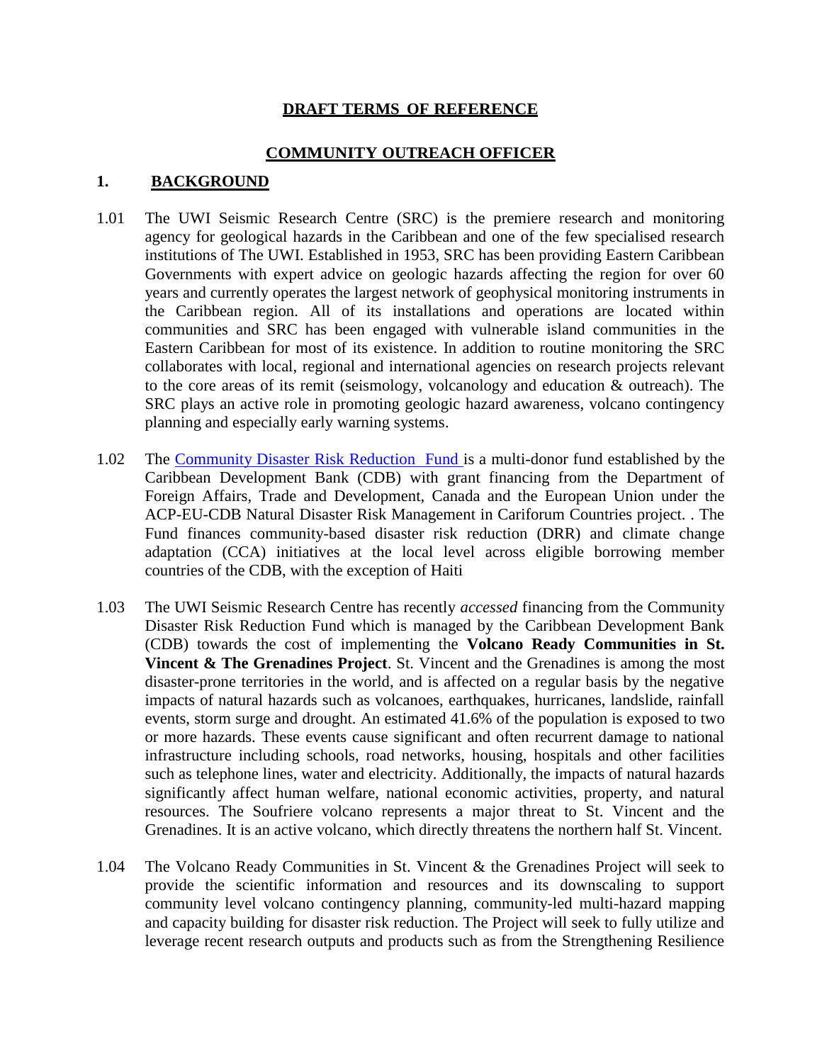# DRAFT TERMS OF REFERENCE

## COMMUNITY OUTREACH OFFICER

## 1. BACKGROUND

1.01 The UWI Seismic Research Centre (SRC) is the premiere research and monitoring agency for geological hazards in the Caribbean and one of the few specialised research institutions of The UWI. Established in 1953, SRC has been providing Eastern Caribbean Governments with expert advice on geologic hazards affecting the region for over 60 years and currently operates the largest network of geophysical monitoring instruments in the Caribbean region. All of its installations and operations are located within communities and SRC has been engaged with vulnerable island communities in the Eastern Caribbean for most of its existence. In addition to routine monitoring the SRC collaborates with local, regional and international agencies on research projects relevant to the core areas of its remit (seismology, volcanology and education & outreach). The SRC plays an active role in promoting geologic hazard awareness, volcano contingency planning and especially early warning systems.

1.02 The Community Disaster Risk Reduction Fund is a multi-donor fund established by the Caribbean Development Bank (CDB) with grant financing from the Department of Foreign Affairs, Trade and Development, Canada and the European Union under the ACP-EU-CDB Natural Disaster Risk Management in Cariforum Countries project. . The Fund finances community-based disaster risk reduction (DRR) and climate change adaptation (CCA) initiatives at the local level across eligible borrowing member countries of the CDB, with the exception of Haiti

1.03 The UWI Seismic Research Centre has recently *accessed* financing from the Community Disaster Risk Reduction Fund which is managed by the Caribbean Development Bank (CDB) towards the cost of implementing the **Volcano Ready Communities in St. Vincent & The Grenadines Project**. St. Vincent and the Grenadines is among the most disaster-prone territories in the world, and is affected on a regular basis by the negative impacts of natural hazards such as volcanoes, earthquakes, hurricanes, landslide, rainfall events, storm surge and drought. An estimated 41.6% of the population is exposed to two or more hazards. These events cause significant and often recurrent damage to national infrastructure including schools, road networks, housing, hospitals and other facilities such as telephone lines, water and electricity. Additionally, the impacts of natural hazards significantly affect human welfare, national economic activities, property, and natural resources. The Soufriere volcano represents a major threat to St. Vincent and the Grenadines. It is an active volcano, which directly threatens the northern half St. Vincent.

1.04 The Volcano Ready Communities in St. Vincent & the Grenadines Project will seek to provide the scientific information and resources and its downscaling to support community level volcano contingency planning, community-led multi-hazard mapping and capacity building for disaster risk reduction. The Project will seek to fully utilize and leverage recent research outputs and products such as from the Strengthening Resilience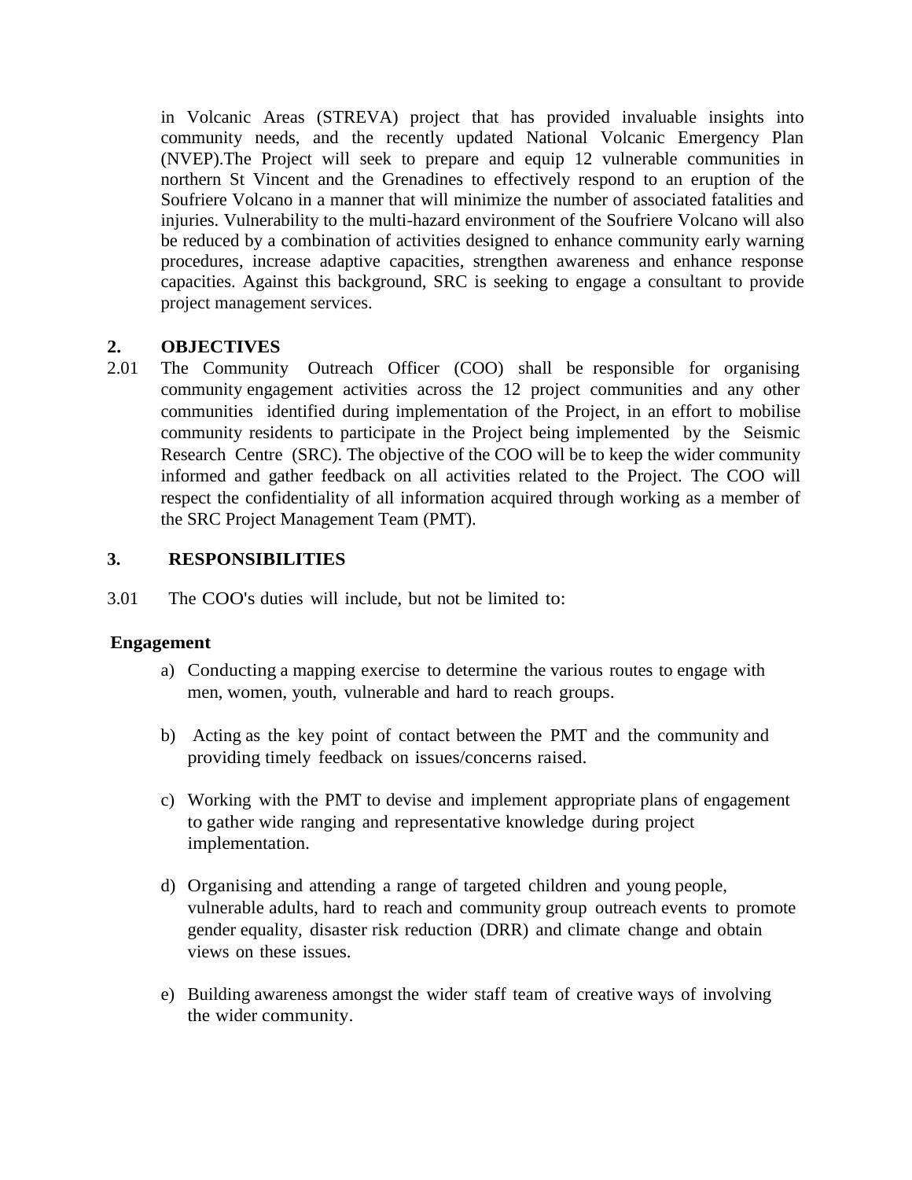in Volcanic Areas (STREVA) project that has provided invaluable insights into community needs, and the recently updated National Volcanic Emergency Plan (NVEP).The Project will seek to prepare and equip 12 vulnerable communities in northern St Vincent and the Grenadines to effectively respond to an eruption of the Soufriere Volcano in a manner that will minimize the number of associated fatalities and injuries. Vulnerability to the multi-hazard environment of the Soufriere Volcano will also be reduced by a combination of activities designed to enhance community early warning procedures, increase adaptive capacities, strengthen awareness and enhance response capacities. Against this background, SRC is seeking to engage a consultant to provide project management services.

## 2. OBJECTIVES

2.01 The Community Outreach Officer (COO) shall be responsible for organising community engagement activities across the 12 project communities and any other communities identified during implementation of the Project, in an effort to mobilise community residents to participate in the Project being implemented by the Seismic Research Centre (SRC). The objective of the COO will be to keep the wider community informed and gather feedback on all activities related to the Project. The COO will respect the confidentiality of all information acquired through working as a member of the SRC Project Management Team (PMT).

## 3. RESPONSIBILITIES

3.01 The COO's duties will include, but not be limited to:

**Engagement**

a) Conducting a mapping exercise to determine the various routes to engage with men, women, youth, vulnerable and hard to reach groups.

b) Acting as the key point of contact between the PMT and the community and providing timely feedback on issues/concerns raised.

c) Working with the PMT to devise and implement appropriate plans of engagement to gather wide ranging and representative knowledge during project implementation.

d) Organising and attending a range of targeted children and young people, vulnerable adults, hard to reach and community group outreach events to promote gender equality, disaster risk reduction (DRR) and climate change and obtain views on these issues.

e) Building awareness amongst the wider staff team of creative ways of involving the wider community.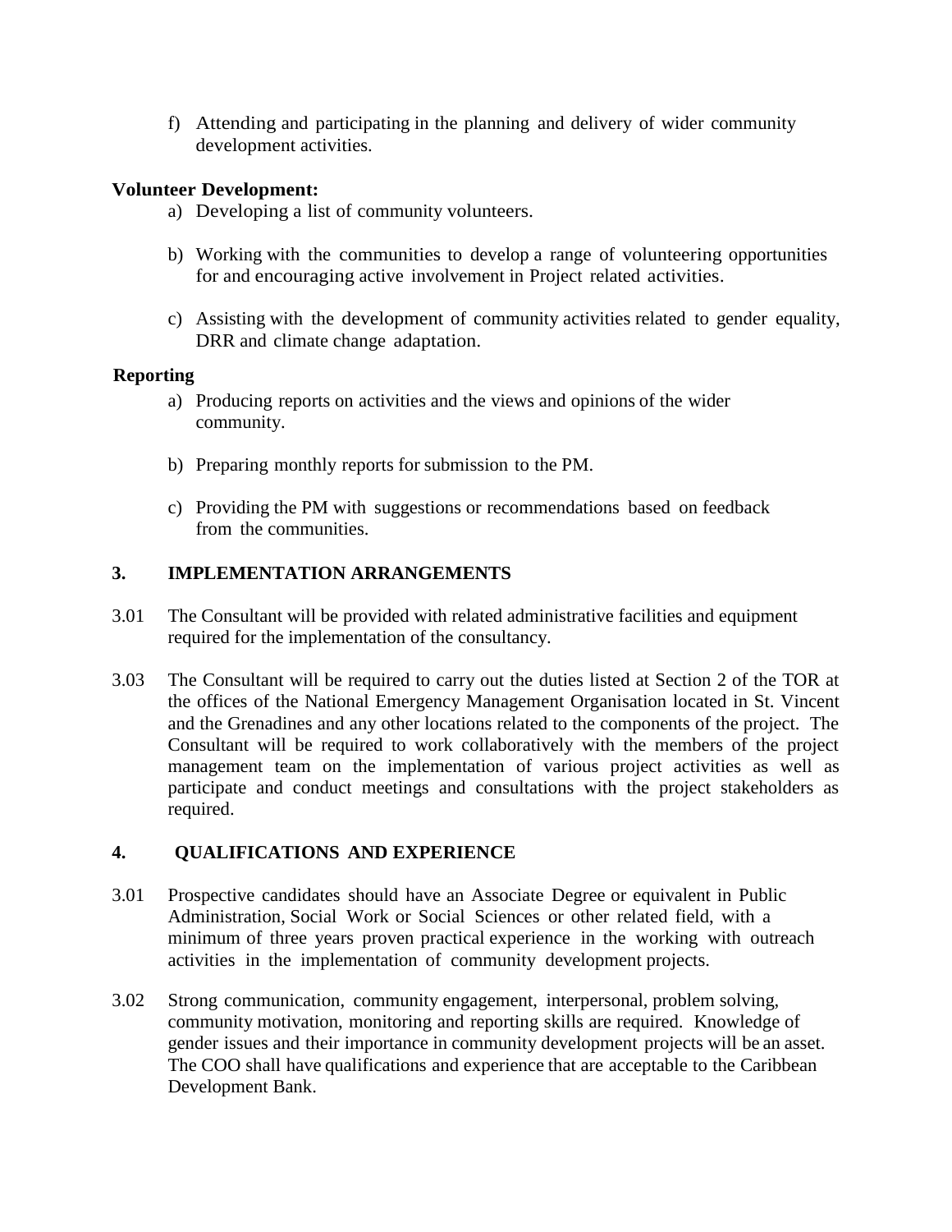f) Attending and participating in the planning and delivery of wider community development activities.

**Volunteer Development:**

a) Developing a list of community volunteers.

b) Working with the communities to develop a range of volunteering opportunities for and encouraging active involvement in Project related activities.

c) Assisting with the development of community activities related to gender equality, DRR and climate change adaptation.

**Reporting**

a) Producing reports on activities and the views and opinions of the wider community.

b) Preparing monthly reports for submission to the PM.

c) Providing the PM with suggestions or recommendations based on feedback from the communities.

## 3. IMPLEMENTATION ARRANGEMENTS

3.01 The Consultant will be provided with related administrative facilities and equipment required for the implementation of the consultancy.

3.03 The Consultant will be required to carry out the duties listed at Section 2 of the TOR at the offices of the National Emergency Management Organisation located in St. Vincent and the Grenadines and any other locations related to the components of the project. The Consultant will be required to work collaboratively with the members of the project management team on the implementation of various project activities as well as participate and conduct meetings and consultations with the project stakeholders as required.

## 4. QUALIFICATIONS AND EXPERIENCE

3.01 Prospective candidates should have an Associate Degree or equivalent in Public Administration, Social Work or Social Sciences or other related field, with a minimum of three years proven practical experience in the working with outreach activities in the implementation of community development projects.

3.02 Strong communication, community engagement, interpersonal, problem solving, community motivation, monitoring and reporting skills are required. Knowledge of gender issues and their importance in community development projects will be an asset. The COO shall have qualifications and experience that are acceptable to the Caribbean Development Bank.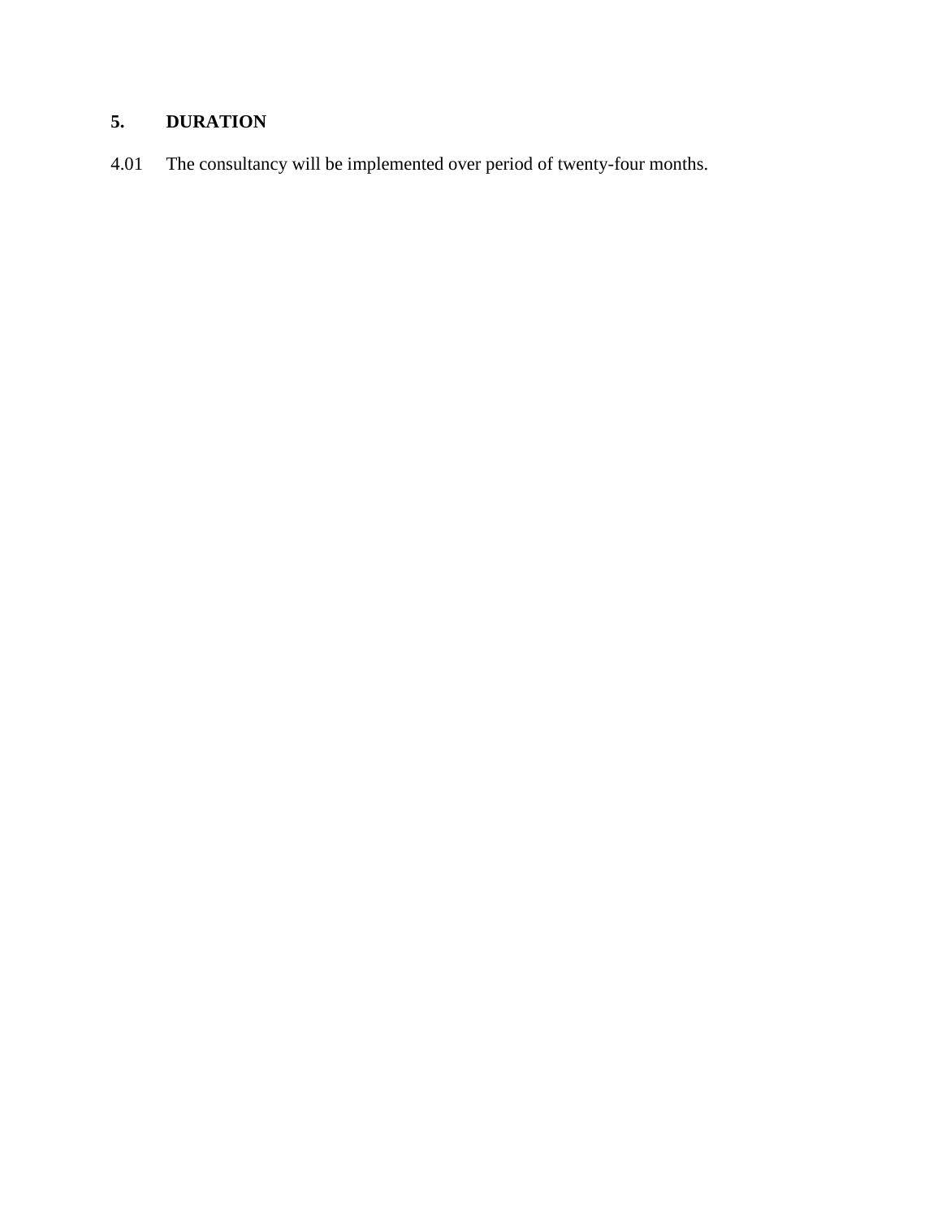## 5. DURATION

4.01 The consultancy will be implemented over period of twenty-four months.